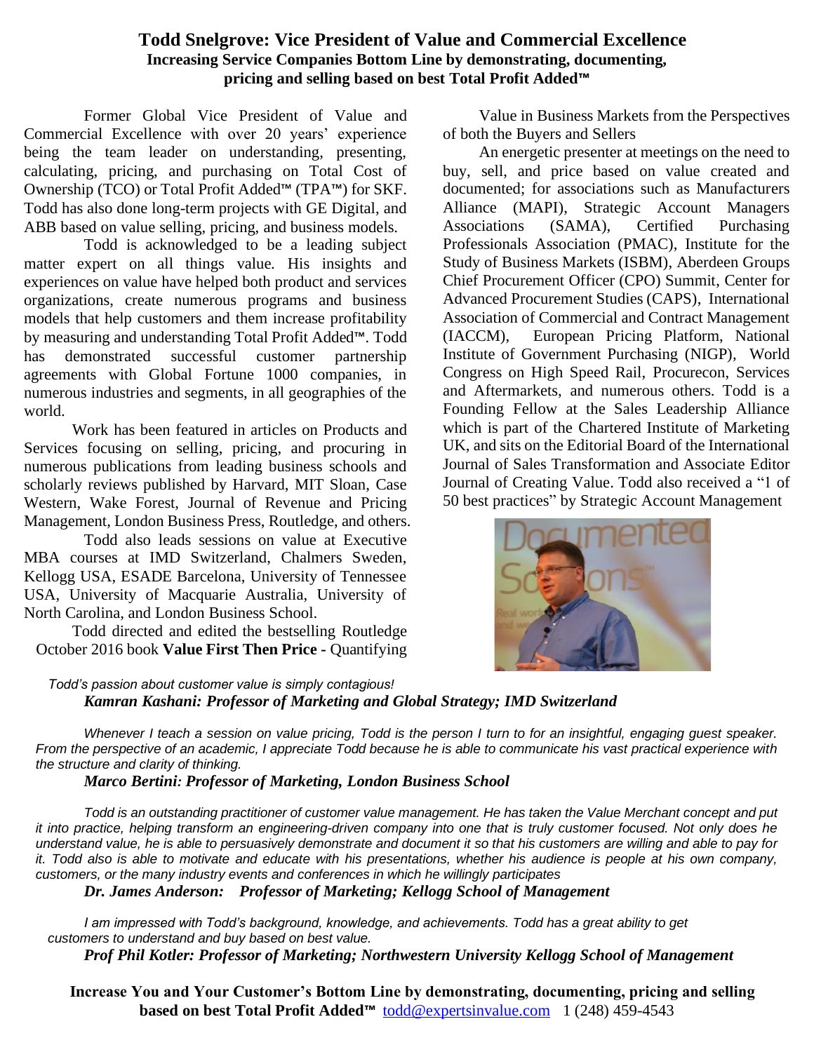# Todd Snelgrove: Vice President of Value and Commercial Excellence

**Increasing Service Companies Bottom Line by demonstrating, documenting, pricing and selling based on best Total Profit Added™**

Former Global Vice President of Value and Commercial Excellence with over 20 years' experience being the team leader on understanding, presenting, calculating, pricing, and purchasing on Total Cost of Ownership (TCO) or Total Profit Added™ (TPA™) for SKF. Todd has also done long-term projects with GE Digital, and ABB based on value selling, pricing, and business models.

Todd is acknowledged to be a leading subject matter expert on all things value. His insights and experiences on value have helped both product and services organizations, create numerous programs and business models that help customers and them increase profitability by measuring and understanding Total Profit Added™. Todd has demonstrated successful customer partnership agreements with Global Fortune 1000 companies, in numerous industries and segments, in all geographies of the world.

Work has been featured in articles on Products and Services focusing on selling, pricing, and procuring in numerous publications from leading business schools and scholarly reviews published by Harvard, MIT Sloan, Case Western, Wake Forest, Journal of Revenue and Pricing Management, London Business Press, Routledge, and others.

Todd also leads sessions on value at Executive MBA courses at IMD Switzerland, Chalmers Sweden, Kellogg USA, ESADE Barcelona, University of Tennessee USA, University of Macquarie Australia, University of North Carolina, and London Business School.

Todd directed and edited the bestselling Routledge October 2016 book **Value First Then Price -** Quantifying Value in Business Markets from the Perspectives of both the Buyers and Sellers

An energetic presenter at meetings on the need to buy, sell, and price based on value created and documented; for associations such as Manufacturers Alliance (MAPI), Strategic Account Managers Associations (SAMA), Certified Purchasing Professionals Association (PMAC), Institute for the Study of Business Markets (ISBM), Aberdeen Groups Chief Procurement Officer (CPO) Summit, Center for Advanced Procurement Studies (CAPS), International Association of Commercial and Contract Management (IACCM), European Pricing Platform, National Institute of Government Purchasing (NIGP), World Congress on High Speed Rail, Procurecon, Services and Aftermarkets, and numerous others. Todd is a Founding Fellow at the Sales Leadership Alliance which is part of the Chartered Institute of Marketing UK, and sits on the Editorial Board of the International Journal of Sales Transformation and Associate Editor Journal of Creating Value. Todd also received a "1 of 50 best practices" by Strategic Account Management

*Todd's passion about customer value is simply contagious!*

***Kamran Kashani: Professor of Marketing and Global Strategy; IMD Switzerland***

*Whenever I teach a session on value pricing, Todd is the person I turn to for an insightful, engaging guest speaker. From the perspective of an academic, I appreciate Todd because he is able to communicate his vast practical experience with the structure and clarity of thinking.*

***Marco Bertini: Professor of Marketing, London Business School***

*Todd is an outstanding practitioner of customer value management. He has taken the Value Merchant concept and put it into practice, helping transform an engineering-driven company into one that is truly customer focused. Not only does he understand value, he is able to persuasively demonstrate and document it so that his customers are willing and able to pay for it. Todd also is able to motivate and educate with his presentations, whether his audience is people at his own company, customers, or the many industry events and conferences in which he willingly participates*

***Dr. James Anderson: Professor of Marketing; Kellogg School of Management***

*I am impressed with Todd's background, knowledge, and achievements. Todd has a great ability to get customers to understand and buy based on best value.*

***Prof Phil Kotler: Professor of Marketing; Northwestern University Kellogg School of Management***

**Increase You and Your Customer's Bottom Line by demonstrating, documenting, pricing and selling based on best Total Profit Added™** todd@expertsinvalue.com 1 (248) 459-4543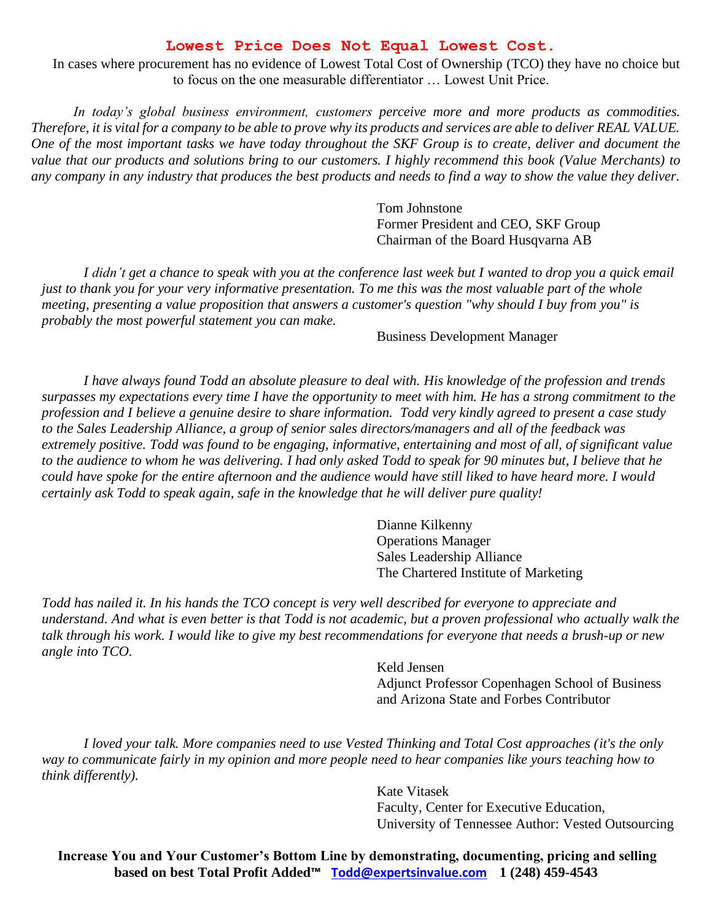## Lowest Price Does Not Equal Lowest Cost.

In cases where procurement has no evidence of Lowest Total Cost of Ownership (TCO) they have no choice but to focus on the one measurable differentiator … Lowest Unit Price.

*In today's global business environment, customers perceive more and more products as commodities. Therefore, it is vital for a company to be able to prove why its products and services are able to deliver REAL VALUE. One of the most important tasks we have today throughout the SKF Group is to create, deliver and document the value that our products and solutions bring to our customers. I highly recommend this book (Value Merchants) to any company in any industry that produces the best products and needs to find a way to show the value they deliver.*

Tom Johnstone
Former President and CEO, SKF Group
Chairman of the Board Husqvarna AB

*I didn't get a chance to speak with you at the conference last week but I wanted to drop you a quick email just to thank you for your very informative presentation. To me this was the most valuable part of the whole meeting, presenting a value proposition that answers a customer's question "why should I buy from you" is probably the most powerful statement you can make.*

Business Development Manager

*I have always found Todd an absolute pleasure to deal with. His knowledge of the profession and trends surpasses my expectations every time I have the opportunity to meet with him. He has a strong commitment to the profession and I believe a genuine desire to share information. Todd very kindly agreed to present a case study to the Sales Leadership Alliance, a group of senior sales directors/managers and all of the feedback was extremely positive. Todd was found to be engaging, informative, entertaining and most of all, of significant value to the audience to whom he was delivering. I had only asked Todd to speak for 90 minutes but, I believe that he could have spoke for the entire afternoon and the audience would have still liked to have heard more. I would certainly ask Todd to speak again, safe in the knowledge that he will deliver pure quality!*

Dianne Kilkenny
Operations Manager
Sales Leadership Alliance
The Chartered Institute of Marketing

*Todd has nailed it. In his hands the TCO concept is very well described for everyone to appreciate and understand. And what is even better is that Todd is not academic, but a proven professional who actually walk the talk through his work. I would like to give my best recommendations for everyone that needs a brush-up or new angle into TCO.*

Keld Jensen
Adjunct Professor Copenhagen School of Business
and Arizona State and Forbes Contributor

*I loved your talk. More companies need to use Vested Thinking and Total Cost approaches (it's the only way to communicate fairly in my opinion and more people need to hear companies like yours teaching how to think differently).*

Kate Vitasek
Faculty, Center for Executive Education,
University of Tennessee Author: Vested Outsourcing

**Increase You and Your Customer's Bottom Line by demonstrating, documenting, pricing and selling based on best Total Profit Added™ Todd@expertsinvalue.com 1 (248) 459-4543**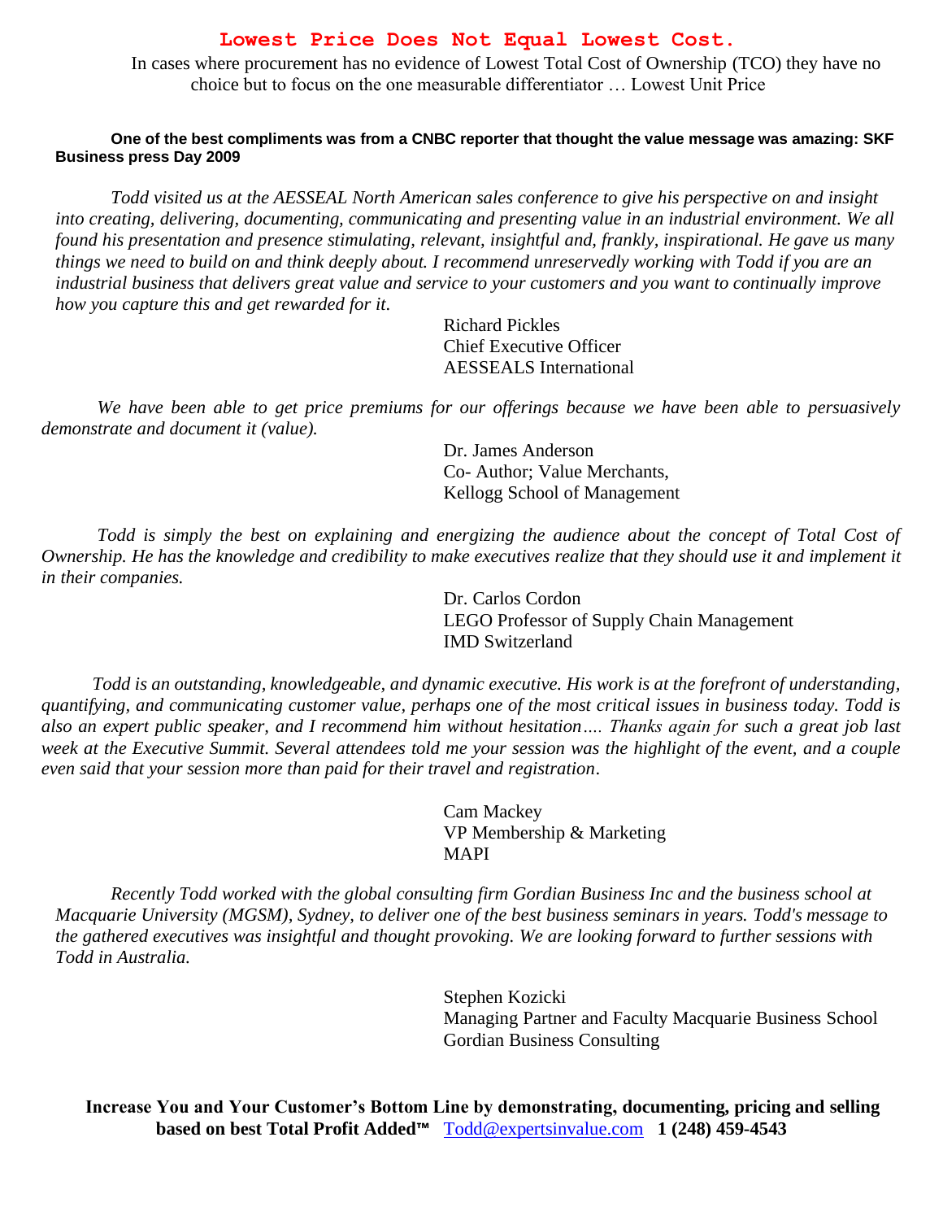# Lowest Price Does Not Equal Lowest Cost.

In cases where procurement has no evidence of Lowest Total Cost of Ownership (TCO) they have no choice but to focus on the one measurable differentiator … Lowest Unit Price

**One of the best compliments was from a CNBC reporter that thought the value message was amazing: SKF Business press Day 2009**

*Todd visited us at the AESSEAL North American sales conference to give his perspective on and insight into creating, delivering, documenting, communicating and presenting value in an industrial environment. We all found his presentation and presence stimulating, relevant, insightful and, frankly, inspirational. He gave us many things we need to build on and think deeply about. I recommend unreservedly working with Todd if you are an industrial business that delivers great value and service to your customers and you want to continually improve how you capture this and get rewarded for it.*

Richard Pickles
Chief Executive Officer
AESSEALS International

*We have been able to get price premiums for our offerings because we have been able to persuasively demonstrate and document it (value).*

Dr. James Anderson
Co- Author; Value Merchants,
Kellogg School of Management

*Todd is simply the best on explaining and energizing the audience about the concept of Total Cost of Ownership. He has the knowledge and credibility to make executives realize that they should use it and implement it in their companies.*

Dr. Carlos Cordon
LEGO Professor of Supply Chain Management
IMD Switzerland

*Todd is an outstanding, knowledgeable, and dynamic executive. His work is at the forefront of understanding, quantifying, and communicating customer value, perhaps one of the most critical issues in business today. Todd is also an expert public speaker, and I recommend him without hesitation…. Thanks again for such a great job last week at the Executive Summit. Several attendees told me your session was the highlight of the event, and a couple even said that your session more than paid for their travel and registration*.

Cam Mackey
VP Membership & Marketing
MAPI

*Recently Todd worked with the global consulting firm Gordian Business Inc and the business school at Macquarie University (MGSM), Sydney, to deliver one of the best business seminars in years. Todd's message to the gathered executives was insightful and thought provoking. We are looking forward to further sessions with Todd in Australia.*

Stephen Kozicki
Managing Partner and Faculty Macquarie Business School
Gordian Business Consulting

**Increase You and Your Customer's Bottom Line by demonstrating, documenting, pricing and selling based on best Total Profit Added™** Todd@expertsinvalue.com **1 (248) 459-4543**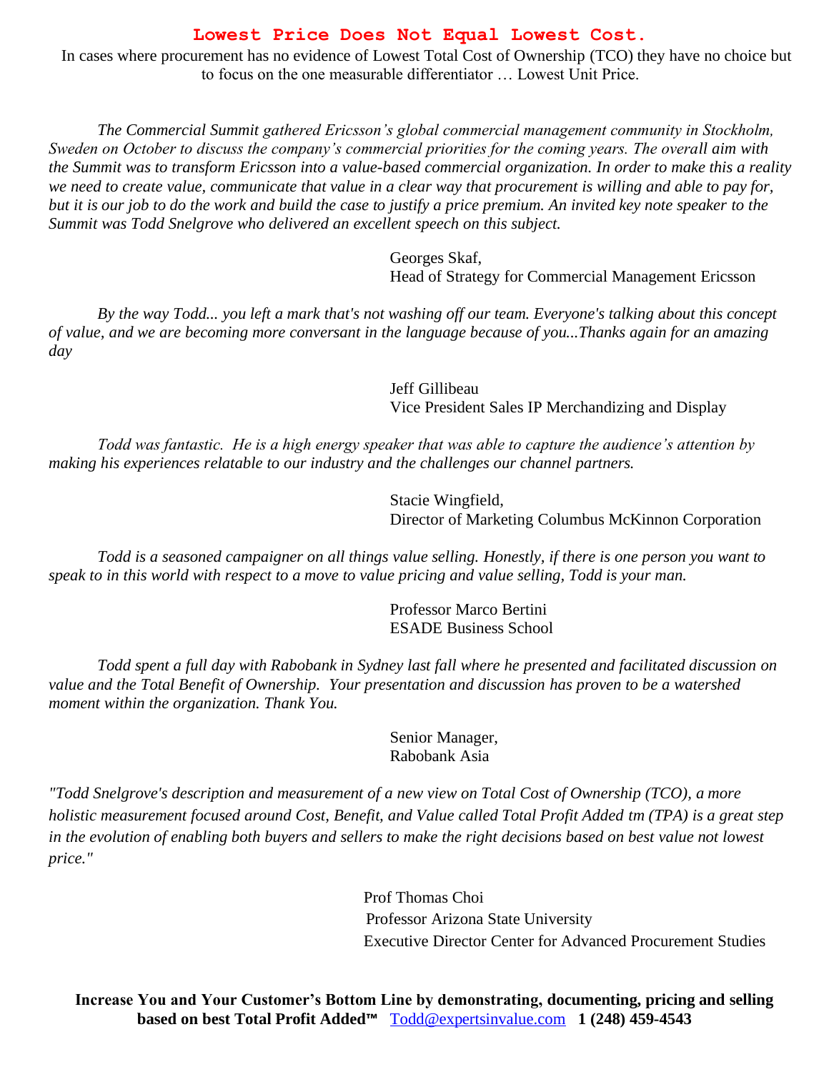# Lowest Price Does Not Equal Lowest Cost.

In cases where procurement has no evidence of Lowest Total Cost of Ownership (TCO) they have no choice but to focus on the one measurable differentiator … Lowest Unit Price.

*The Commercial Summit gathered Ericsson's global commercial management community in Stockholm, Sweden on October to discuss the company's commercial priorities for the coming years. The overall aim with the Summit was to transform Ericsson into a value-based commercial organization. In order to make this a reality we need to create value, communicate that value in a clear way that procurement is willing and able to pay for, but it is our job to do the work and build the case to justify a price premium. An invited key note speaker to the Summit was Todd Snelgrove who delivered an excellent speech on this subject.*

Georges Skaf,
Head of Strategy for Commercial Management Ericsson

*By the way Todd... you left a mark that's not washing off our team. Everyone's talking about this concept of value, and we are becoming more conversant in the language because of you...Thanks again for an amazing day*

Jeff Gillibeau
Vice President Sales IP Merchandizing and Display

*Todd was fantastic. He is a high energy speaker that was able to capture the audience's attention by making his experiences relatable to our industry and the challenges our channel partners.*

Stacie Wingfield,
Director of Marketing Columbus McKinnon Corporation

*Todd is a seasoned campaigner on all things value selling. Honestly, if there is one person you want to speak to in this world with respect to a move to value pricing and value selling, Todd is your man.*

Professor Marco Bertini
ESADE Business School

*Todd spent a full day with Rabobank in Sydney last fall where he presented and facilitated discussion on value and the Total Benefit of Ownership. Your presentation and discussion has proven to be a watershed moment within the organization. Thank You.*

Senior Manager,
Rabobank Asia

*"Todd Snelgrove's description and measurement of a new view on Total Cost of Ownership (TCO), a more holistic measurement focused around Cost, Benefit, and Value called Total Profit Added tm (TPA) is a great step in the evolution of enabling both buyers and sellers to make the right decisions based on best value not lowest price."*

Prof Thomas Choi
Professor Arizona State University
Executive Director Center for Advanced Procurement Studies

**Increase You and Your Customer's Bottom Line by demonstrating, documenting, pricing and selling based on best Total Profit Added™** Todd@expertsinvalue.com **1 (248) 459-4543**